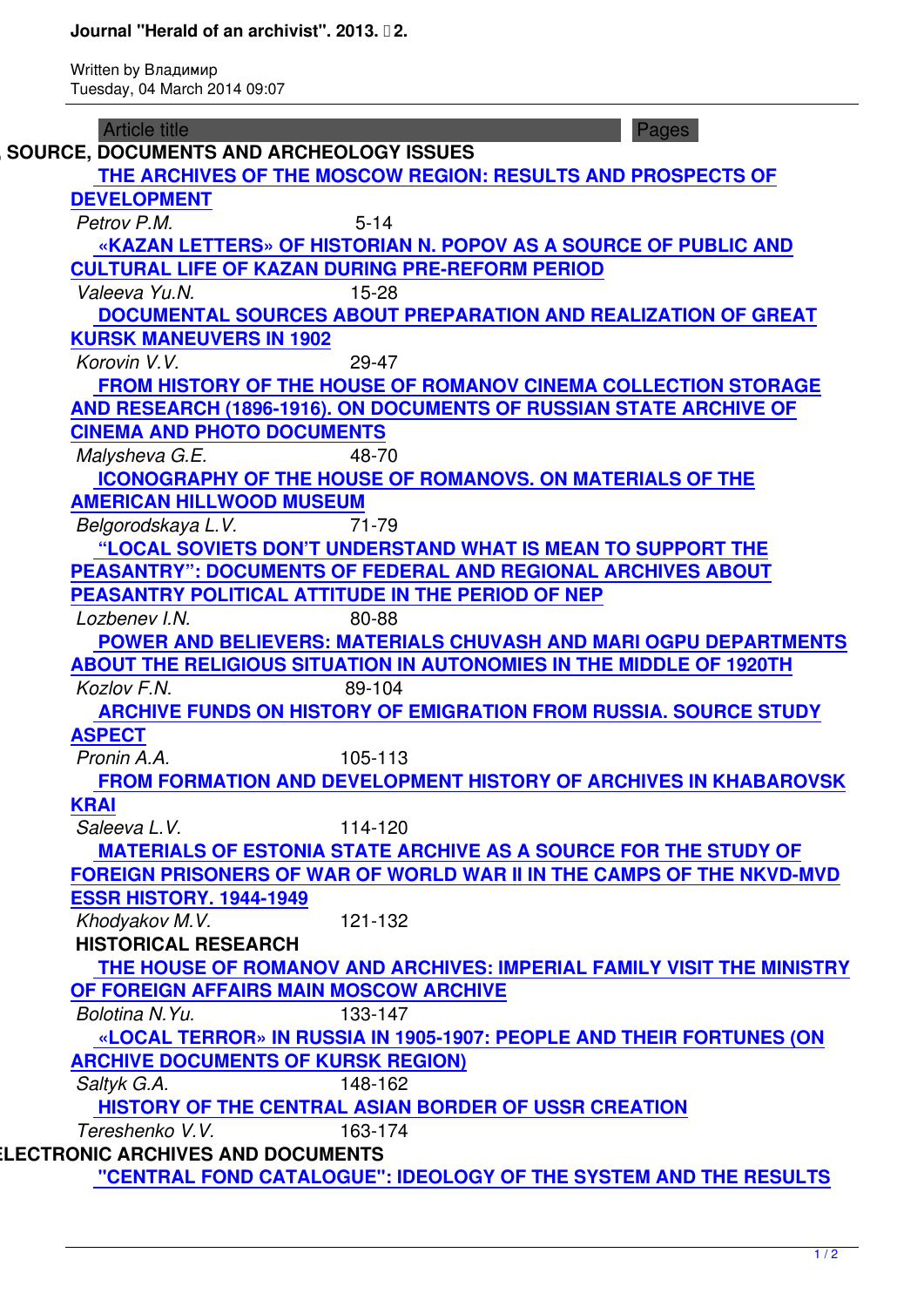# Journal "Herald of an archivist". 2013. №2.

Written by Владимир
Tuesday, 04 March 2014 09:07

| Article title | Pages |
|---|---|
| **SOURCE, DOCUMENTS AND ARCHEOLOGY ISSUES** | |
| **THE ARCHIVES OF THE MOSCOW REGION: RESULTS AND PROSPECTS OF DEVELOPMENT** | |
| *Petrov P.M.* | 5-14 |
| **«KAZAN LETTERS» OF HISTORIAN N. POPOV AS A SOURCE OF PUBLIC AND CULTURAL LIFE OF KAZAN DURING PRE-REFORM PERIOD** | |
| *Valeeva Yu.N.* | 15-28 |
| **DOCUMENTAL SOURCES ABOUT PREPARATION AND REALIZATION OF GREAT KURSK MANEUVERS IN 1902** | |
| *Korovin V.V.* | 29-47 |
| **FROM HISTORY OF THE HOUSE OF ROMANOV CINEMA COLLECTION STORAGE AND RESEARCH (1896-1916). ON DOCUMENTS OF RUSSIAN STATE ARCHIVE OF CINEMA AND PHOTO DOCUMENTS** | |
| *Malysheva G.E.* | 48-70 |
| **ICONOGRAPHY OF THE HOUSE OF ROMANOVS. ON MATERIALS OF THE AMERICAN HILLWOOD MUSEUM** | |
| *Belgorodskaya L.V.* | 71-79 |
| **“LOCAL SOVIETS DON’T UNDERSTAND WHAT IS MEAN TO SUPPORT THE PEASANTRY”: DOCUMENTS OF FEDERAL AND REGIONAL ARCHIVES ABOUT PEASANTRY POLITICAL ATTITUDE IN THE PERIOD OF NEP** | |
| *Lozbenev I.N.* | 80-88 |
| **POWER AND BELIEVERS: MATERIALS CHUVASH AND MARI OGPU DEPARTMENTS ABOUT THE RELIGIOUS SITUATION IN AUTONOMIES IN THE MIDDLE OF 1920TH** | |
| *Kozlov F.N.* | 89-104 |
| **ARCHIVE FUNDS ON HISTORY OF EMIGRATION FROM RUSSIA. SOURCE STUDY ASPECT** | |
| *Pronin A.A.* | 105-113 |
| **FROM FORMATION AND DEVELOPMENT HISTORY OF ARCHIVES IN KHABAROVSK KRAI** | |
| *Saleeva L.V.* | 114-120 |
| **MATERIALS OF ESTONIA STATE ARCHIVE AS A SOURCE FOR THE STUDY OF FOREIGN PRISONERS OF WAR OF WORLD WAR II IN THE CAMPS OF THE NKVD-MVD ESSR HISTORY. 1944-1949** | |
| *Khodyakov M.V.* | 121-132 |
| **HISTORICAL RESEARCH** | |
| **THE HOUSE OF ROMANOV AND ARCHIVES: IMPERIAL FAMILY VISIT THE MINISTRY OF FOREIGN AFFAIRS MAIN MOSCOW ARCHIVE** | |
| *Bolotina N.Yu.* | 133-147 |
| **«LOCAL TERROR» IN RUSSIA IN 1905-1907: PEOPLE AND THEIR FORTUNES (ON ARCHIVE DOCUMENTS OF KURSK REGION)** | |
| *Saltyk G.A.* | 148-162 |
| **HISTORY OF THE CENTRAL ASIAN BORDER OF USSR CREATION** | |
| *Tereshenko V.V.* | 163-174 |
| **ELECTRONIC ARCHIVES AND DOCUMENTS** | |
| **"CENTRAL FOND CATALOGUE": IDEOLOGY OF THE SYSTEM AND THE RESULTS** | |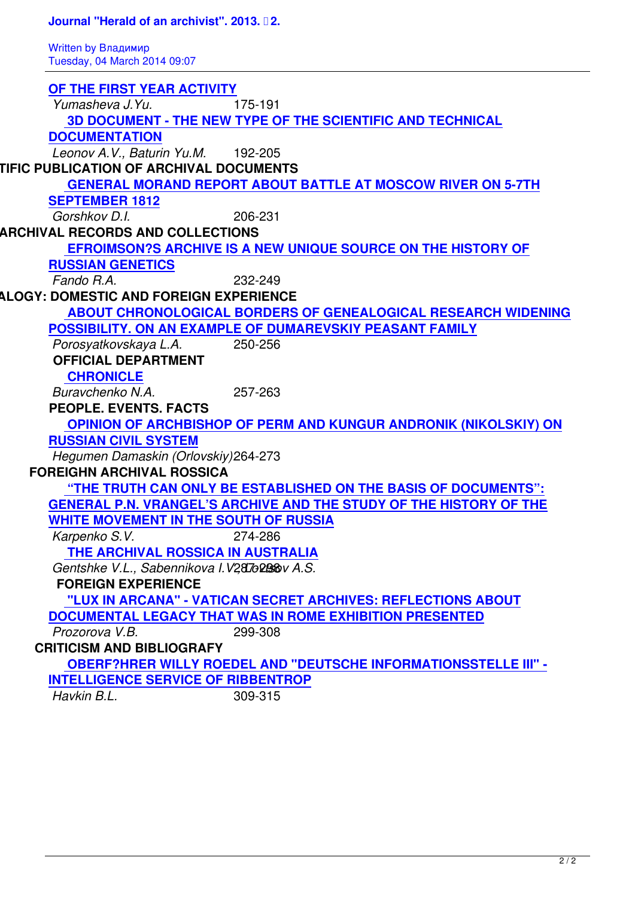**OF THE FIRST YEAR ACTIVITY**

*Yumasheva J.Yu.* 175-191

**3D DOCUMENT - THE NEW TYPE OF THE SCIENTIFIC AND TECHNICAL DOCUMENTATION**

*Leonov A.V., Baturin Yu.M.* 192-205

**TIFIC PUBLICATION OF ARCHIVAL DOCUMENTS**

**GENERAL MORAND REPORT ABOUT BATTLE AT MOSCOW RIVER ON 5-7TH SEPTEMBER 1812**

*Gorshkov D.I.* 206-231

**ARCHIVAL RECORDS AND COLLECTIONS**

**EFROIMSON?S ARCHIVE IS A NEW UNIQUE SOURCE ON THE HISTORY OF RUSSIAN GENETICS**

*Fando R.A.* 232-249

**ALOGY: DOMESTIC AND FOREIGN EXPERIENCE**

**ABOUT CHRONOLOGICAL BORDERS OF GENEALOGICAL RESEARCH WIDENING POSSIBILITY. ON AN EXAMPLE OF DUMAREVSKIY PEASANT FAMILY**

*Porosyatkovskaya L.A.* 250-256

**OFFICIAL DEPARTMENT**

**CHRONICLE**

*Buravchenko N.A.* 257-263

**PEOPLE. EVENTS. FACTS**

**OPINION OF ARCHBISHOP OF PERM AND KUNGUR ANDRONIK (NIKOLSKIY) ON RUSSIAN CIVIL SYSTEM**

*Hegumen Damaskin (Orlovskiy)* 264-273

**FOREIGHN ARCHIVAL ROSSICA**

**"THE TRUTH CAN ONLY BE ESTABLISHED ON THE BASIS OF DOCUMENTS": GENERAL P.N. VRANGEL'S ARCHIVE AND THE STUDY OF THE HISTORY OF THE WHITE MOVEMENT IN THE SOUTH OF RUSSIA**

*Karpenko S.V.* 274-286

**THE ARCHIVAL ROSSICA IN AUSTRALIA**

*Gentshke V.L., Sabennikova I.V., Tolov A.S.* 287-298

**FOREIGN EXPERIENCE**

**"LUX IN ARCANA" - VATICAN SECRET ARCHIVES: REFLECTIONS ABOUT DOCUMENTAL LEGACY THAT WAS IN ROME EXHIBITION PRESENTED**

*Prozorova V.B.* 299-308

**CRITICISM AND BIBLIOGRAFY**

**OBERF?HRER WILLY ROEDEL AND "DEUTSCHE INFORMATIONSSTELLE III" - INTELLIGENCE SERVICE OF RIBBENTROP**

*Havkin B.L.* 309-315